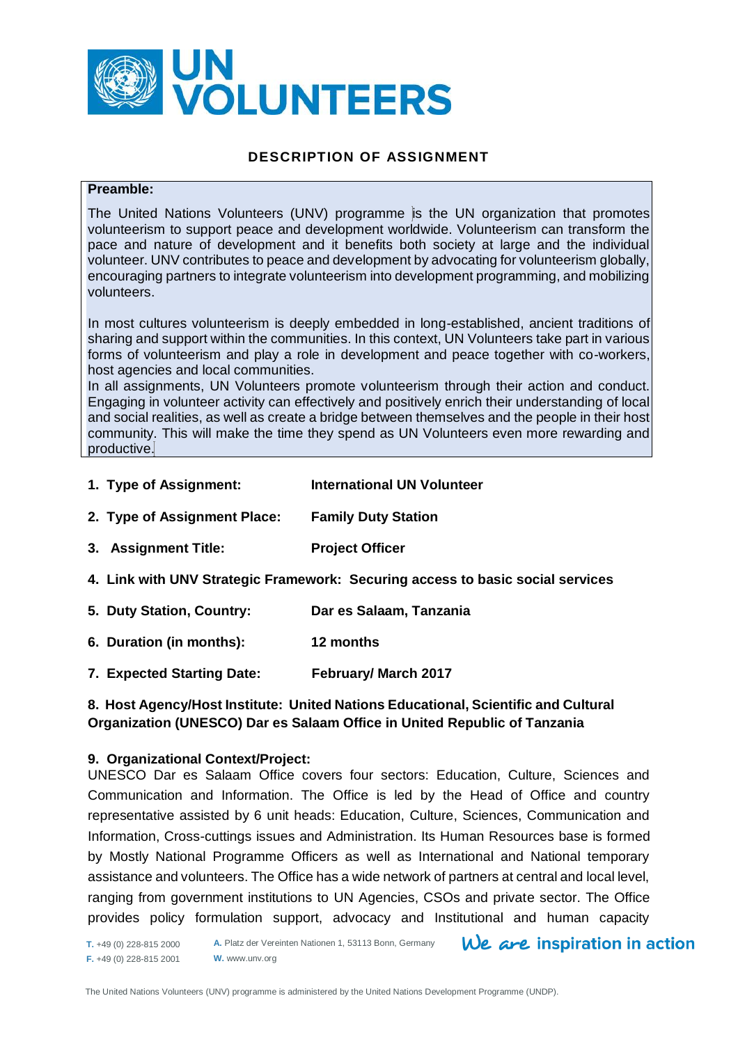UN VOLUNTEERS

## DESCRIPTION OF ASSIGNMENT

**Preamble:**

The United Nations Volunteers (UNV) programme is the UN organization that promotes volunteerism to support peace and development worldwide. Volunteerism can transform the pace and nature of development and it benefits both society at large and the individual volunteer. UNV contributes to peace and development by advocating for volunteerism globally, encouraging partners to integrate volunteerism into development programming, and mobilizing volunteers.

In most cultures volunteerism is deeply embedded in long-established, ancient traditions of sharing and support within the communities. In this context, UN Volunteers take part in various forms of volunteerism and play a role in development and peace together with co-workers, host agencies and local communities.

In all assignments, UN Volunteers promote volunteerism through their action and conduct. Engaging in volunteer activity can effectively and positively enrich their understanding of local and social realities, as well as create a bridge between themselves and the people in their host community. This will make the time they spend as UN Volunteers even more rewarding and productive.

1. **Type of Assignment:** **International UN Volunteer**
2. **Type of Assignment Place:** **Family Duty Station**
3. **Assignment Title:** **Project Officer**
4. **Link with UNV Strategic Framework: Securing access to basic social services**
5. **Duty Station, Country:** **Dar es Salaam, Tanzania**
6. **Duration (in months):** **12 months**
7. **Expected Starting Date:** **February/ March 2017**
8. **Host Agency/Host Institute: United Nations Educational, Scientific and Cultural Organization (UNESCO) Dar es Salaam Office in United Republic of Tanzania**
9. **Organizational Context/Project:**

UNESCO Dar es Salaam Office covers four sectors: Education, Culture, Sciences and Communication and Information. The Office is led by the Head of Office and country representative assisted by 6 unit heads: Education, Culture, Sciences, Communication and Information, Cross-cuttings issues and Administration. Its Human Resources base is formed by Mostly National Programme Officers as well as International and National temporary assistance and volunteers. The Office has a wide network of partners at central and local level, ranging from government institutions to UN Agencies, CSOs and private sector. The Office provides policy formulation support, advocacy and Institutional and human capacity

T. +49 (0) 228-815 2000 A. Platz der Vereinten Nationen 1, 53113 Bonn, Germany
F. +49 (0) 228-815 2001 W. www.unv.org

We are inspiration in action

The United Nations Volunteers (UNV) programme is administered by the United Nations Development Programme (UNDP).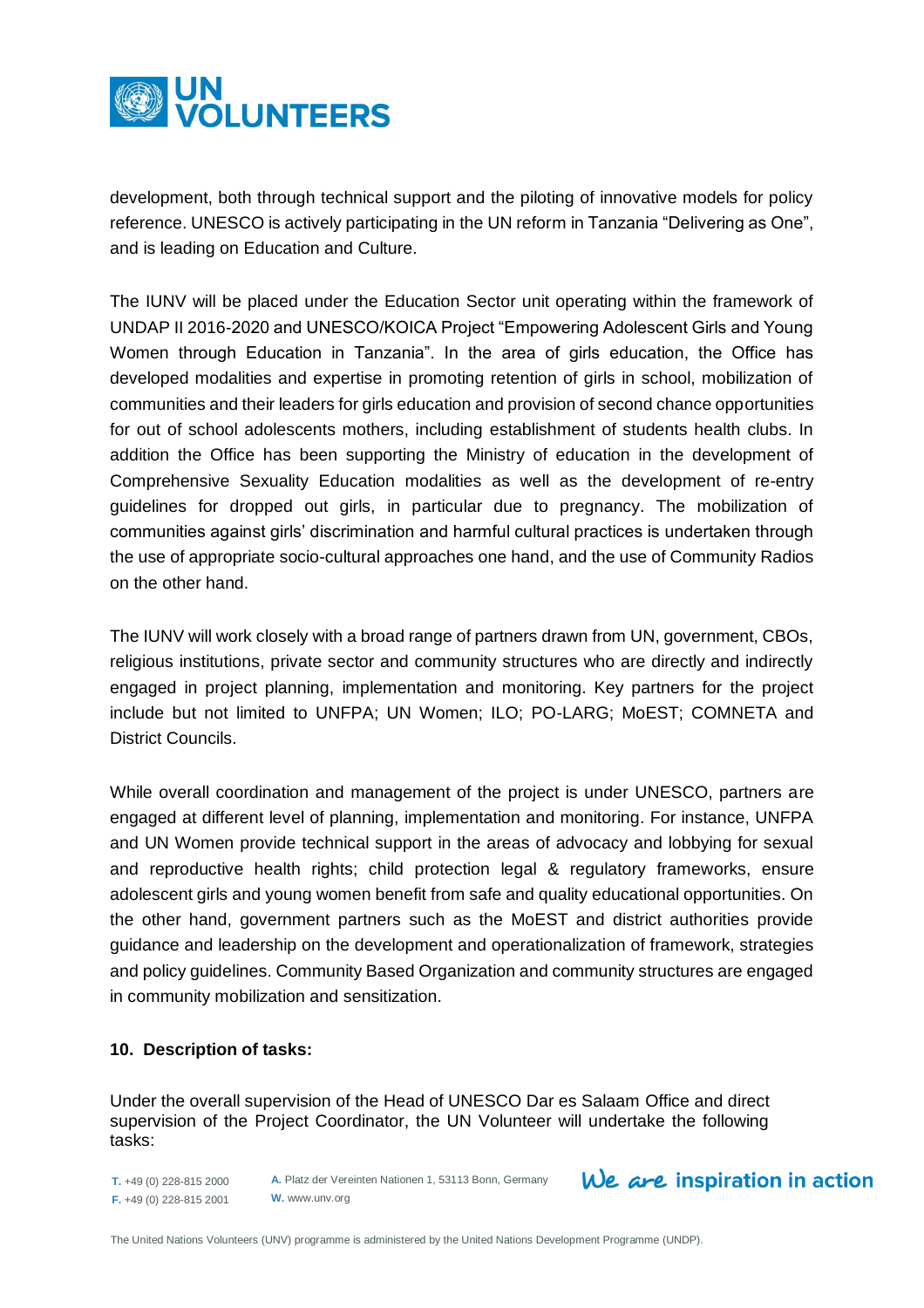development, both through technical support and the piloting of innovative models for policy reference. UNESCO is actively participating in the UN reform in Tanzania "Delivering as One", and is leading on Education and Culture.

The IUNV will be placed under the Education Sector unit operating within the framework of UNDAP II 2016-2020 and UNESCO/KOICA Project "Empowering Adolescent Girls and Young Women through Education in Tanzania". In the area of girls education, the Office has developed modalities and expertise in promoting retention of girls in school, mobilization of communities and their leaders for girls education and provision of second chance opportunities for out of school adolescents mothers, including establishment of students health clubs. In addition the Office has been supporting the Ministry of education in the development of Comprehensive Sexuality Education modalities as well as the development of re-entry guidelines for dropped out girls, in particular due to pregnancy. The mobilization of communities against girls' discrimination and harmful cultural practices is undertaken through the use of appropriate socio-cultural approaches one hand, and the use of Community Radios on the other hand.

The IUNV will work closely with a broad range of partners drawn from UN, government, CBOs, religious institutions, private sector and community structures who are directly and indirectly engaged in project planning, implementation and monitoring. Key partners for the project include but not limited to UNFPA; UN Women; ILO; PO-LARG; MoEST; COMNETA and District Councils.

While overall coordination and management of the project is under UNESCO, partners are engaged at different level of planning, implementation and monitoring. For instance, UNFPA and UN Women provide technical support in the areas of advocacy and lobbying for sexual and reproductive health rights; child protection legal & regulatory frameworks, ensure adolescent girls and young women benefit from safe and quality educational opportunities. On the other hand, government partners such as the MoEST and district authorities provide guidance and leadership on the development and operationalization of framework, strategies and policy guidelines. Community Based Organization and community structures are engaged in community mobilization and sensitization.

**10. Description of tasks:**

Under the overall supervision of the Head of UNESCO Dar es Salaam Office and direct supervision of the Project Coordinator, the UN Volunteer will undertake the following tasks: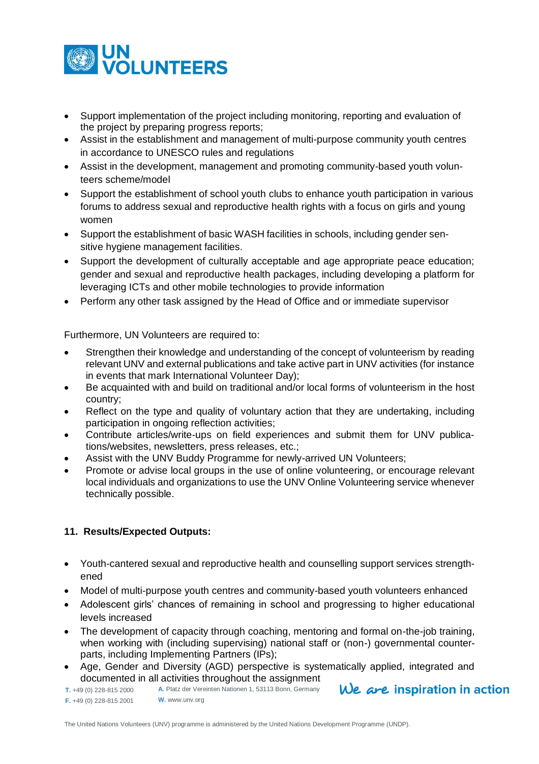- Support implementation of the project including monitoring, reporting and evaluation of the project by preparing progress reports;
- Assist in the establishment and management of multi-purpose community youth centres in accordance to UNESCO rules and regulations
- Assist in the development, management and promoting community-based youth volunteers scheme/model
- Support the establishment of school youth clubs to enhance youth participation in various forums to address sexual and reproductive health rights with a focus on girls and young women
- Support the establishment of basic WASH facilities in schools, including gender sensitive hygiene management facilities.
- Support the development of culturally acceptable and age appropriate peace education; gender and sexual and reproductive health packages, including developing a platform for leveraging ICTs and other mobile technologies to provide information
- Perform any other task assigned by the Head of Office and or immediate supervisor

Furthermore, UN Volunteers are required to:

- Strengthen their knowledge and understanding of the concept of volunteerism by reading relevant UNV and external publications and take active part in UNV activities (for instance in events that mark International Volunteer Day);
- Be acquainted with and build on traditional and/or local forms of volunteerism in the host country;
- Reflect on the type and quality of voluntary action that they are undertaking, including participation in ongoing reflection activities;
- Contribute articles/write-ups on field experiences and submit them for UNV publications/websites, newsletters, press releases, etc.;
- Assist with the UNV Buddy Programme for newly-arrived UN Volunteers;
- Promote or advise local groups in the use of online volunteering, or encourage relevant local individuals and organizations to use the UNV Online Volunteering service whenever technically possible.

**11. Results/Expected Outputs:**

- Youth-cantered sexual and reproductive health and counselling support services strengthened
- Model of multi-purpose youth centres and community-based youth volunteers enhanced
- Adolescent girls' chances of remaining in school and progressing to higher educational levels increased
- The development of capacity through coaching, mentoring and formal on-the-job training, when working with (including supervising) national staff or (non-) governmental counterparts, including Implementing Partners (IPs);
- Age, Gender and Diversity (AGD) perspective is systematically applied, integrated and documented in all activities throughout the assignment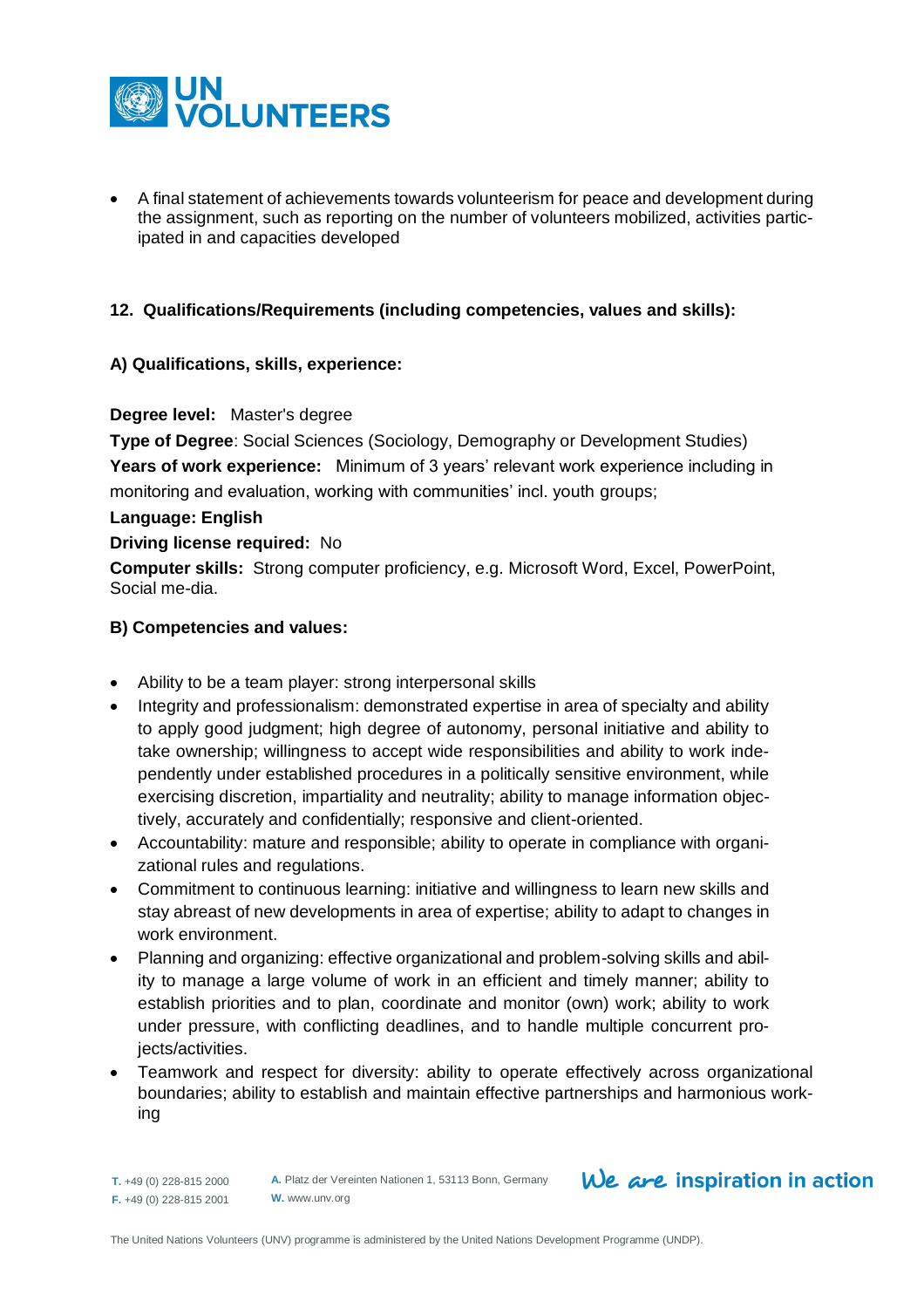- A final statement of achievements towards volunteerism for peace and development during the assignment, such as reporting on the number of volunteers mobilized, activities participated in and capacities developed

**12. Qualifications/Requirements (including competencies, values and skills):**

**A) Qualifications, skills, experience:**

**Degree level:** Master's degree
**Type of Degree**: Social Sciences (Sociology, Demography or Development Studies)
**Years of work experience:** Minimum of 3 years' relevant work experience including in monitoring and evaluation, working with communities' incl. youth groups;
**Language: English**
**Driving license required:** No
**Computer skills:** Strong computer proficiency, e.g. Microsoft Word, Excel, PowerPoint, Social me-dia.

**B) Competencies and values:**

- Ability to be a team player: strong interpersonal skills
- Integrity and professionalism: demonstrated expertise in area of specialty and ability to apply good judgment; high degree of autonomy, personal initiative and ability to take ownership; willingness to accept wide responsibilities and ability to work independently under established procedures in a politically sensitive environment, while exercising discretion, impartiality and neutrality; ability to manage information objectively, accurately and confidentially; responsive and client-oriented.
- Accountability: mature and responsible; ability to operate in compliance with organizational rules and regulations.
- Commitment to continuous learning: initiative and willingness to learn new skills and stay abreast of new developments in area of expertise; ability to adapt to changes in work environment.
- Planning and organizing: effective organizational and problem-solving skills and ability to manage a large volume of work in an efficient and timely manner; ability to establish priorities and to plan, coordinate and monitor (own) work; ability to work under pressure, with conflicting deadlines, and to handle multiple concurrent projects/activities.
- Teamwork and respect for diversity: ability to operate effectively across organizational boundaries; ability to establish and maintain effective partnerships and harmonious working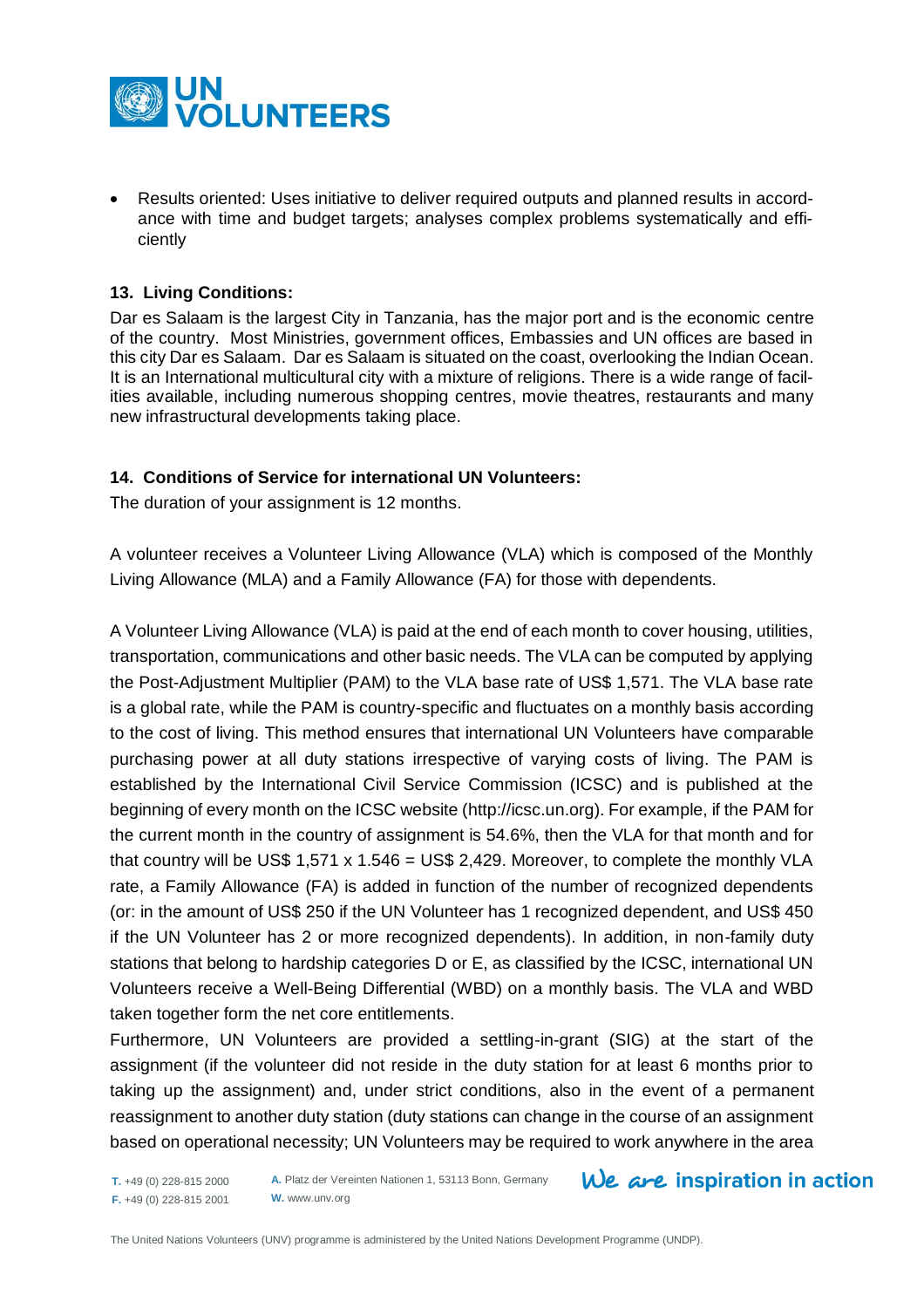- Results oriented: Uses initiative to deliver required outputs and planned results in accordance with time and budget targets; analyses complex problems systematically and efficiently

**13. Living Conditions:**

Dar es Salaam is the largest City in Tanzania, has the major port and is the economic centre of the country. Most Ministries, government offices, Embassies and UN offices are based in this city Dar es Salaam. Dar es Salaam is situated on the coast, overlooking the Indian Ocean. It is an International multicultural city with a mixture of religions. There is a wide range of facilities available, including numerous shopping centres, movie theatres, restaurants and many new infrastructural developments taking place.

**14. Conditions of Service for international UN Volunteers:**

The duration of your assignment is 12 months.

A volunteer receives a Volunteer Living Allowance (VLA) which is composed of the Monthly Living Allowance (MLA) and a Family Allowance (FA) for those with dependents.

A Volunteer Living Allowance (VLA) is paid at the end of each month to cover housing, utilities, transportation, communications and other basic needs. The VLA can be computed by applying the Post-Adjustment Multiplier (PAM) to the VLA base rate of US$ 1,571. The VLA base rate is a global rate, while the PAM is country-specific and fluctuates on a monthly basis according to the cost of living. This method ensures that international UN Volunteers have comparable purchasing power at all duty stations irrespective of varying costs of living. The PAM is established by the International Civil Service Commission (ICSC) and is published at the beginning of every month on the ICSC website (http://icsc.un.org). For example, if the PAM for the current month in the country of assignment is 54.6%, then the VLA for that month and for that country will be US$ 1,571 x 1.546 = US$ 2,429. Moreover, to complete the monthly VLA rate, a Family Allowance (FA) is added in function of the number of recognized dependents (or: in the amount of US$ 250 if the UN Volunteer has 1 recognized dependent, and US$ 450 if the UN Volunteer has 2 or more recognized dependents). In addition, in non-family duty stations that belong to hardship categories D or E, as classified by the ICSC, international UN Volunteers receive a Well-Being Differential (WBD) on a monthly basis. The VLA and WBD taken together form the net core entitlements.

Furthermore, UN Volunteers are provided a settling-in-grant (SIG) at the start of the assignment (if the volunteer did not reside in the duty station for at least 6 months prior to taking up the assignment) and, under strict conditions, also in the event of a permanent reassignment to another duty station (duty stations can change in the course of an assignment based on operational necessity; UN Volunteers may be required to work anywhere in the area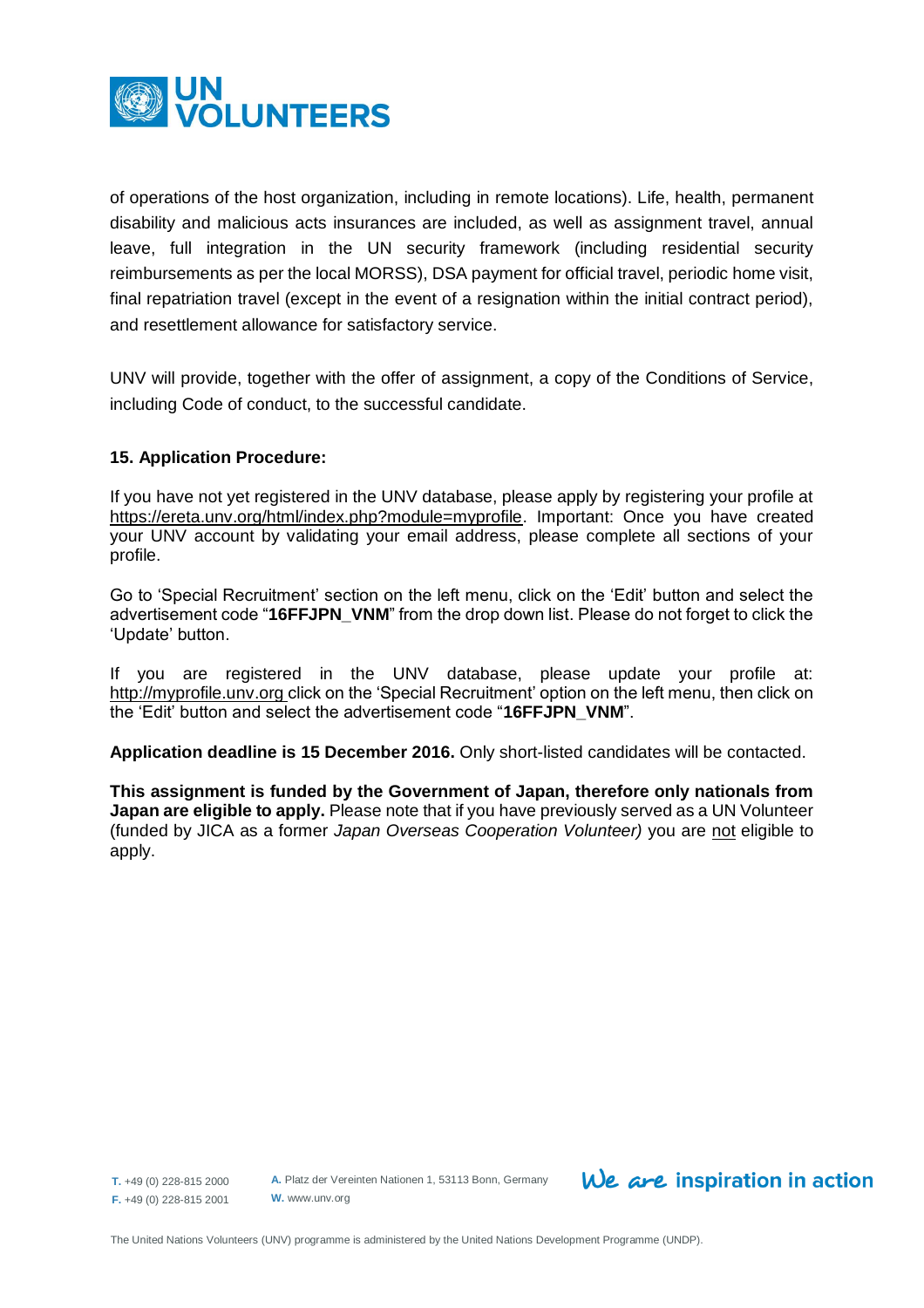of operations of the host organization, including in remote locations). Life, health, permanent disability and malicious acts insurances are included, as well as assignment travel, annual leave, full integration in the UN security framework (including residential security reimbursements as per the local MORSS), DSA payment for official travel, periodic home visit, final repatriation travel (except in the event of a resignation within the initial contract period), and resettlement allowance for satisfactory service.

UNV will provide, together with the offer of assignment, a copy of the Conditions of Service, including Code of conduct, to the successful candidate.

**15. Application Procedure:**

If you have not yet registered in the UNV database, please apply by registering your profile at https://ereta.unv.org/html/index.php?module=myprofile. Important: Once you have created your UNV account by validating your email address, please complete all sections of your profile.

Go to 'Special Recruitment' section on the left menu, click on the 'Edit' button and select the advertisement code "**16FFJPN_VNM**" from the drop down list. Please do not forget to click the 'Update' button.

If you are registered in the UNV database, please update your profile at: http://myprofile.unv.org click on the 'Special Recruitment' option on the left menu, then click on the 'Edit' button and select the advertisement code "**16FFJPN_VNM**".

**Application deadline is 15 December 2016.** Only short-listed candidates will be contacted.

**This assignment is funded by the Government of Japan, therefore only nationals from Japan are eligible to apply.** Please note that if you have previously served as a UN Volunteer (funded by JICA as a former *Japan Overseas Cooperation Volunteer)* you are not eligible to apply.